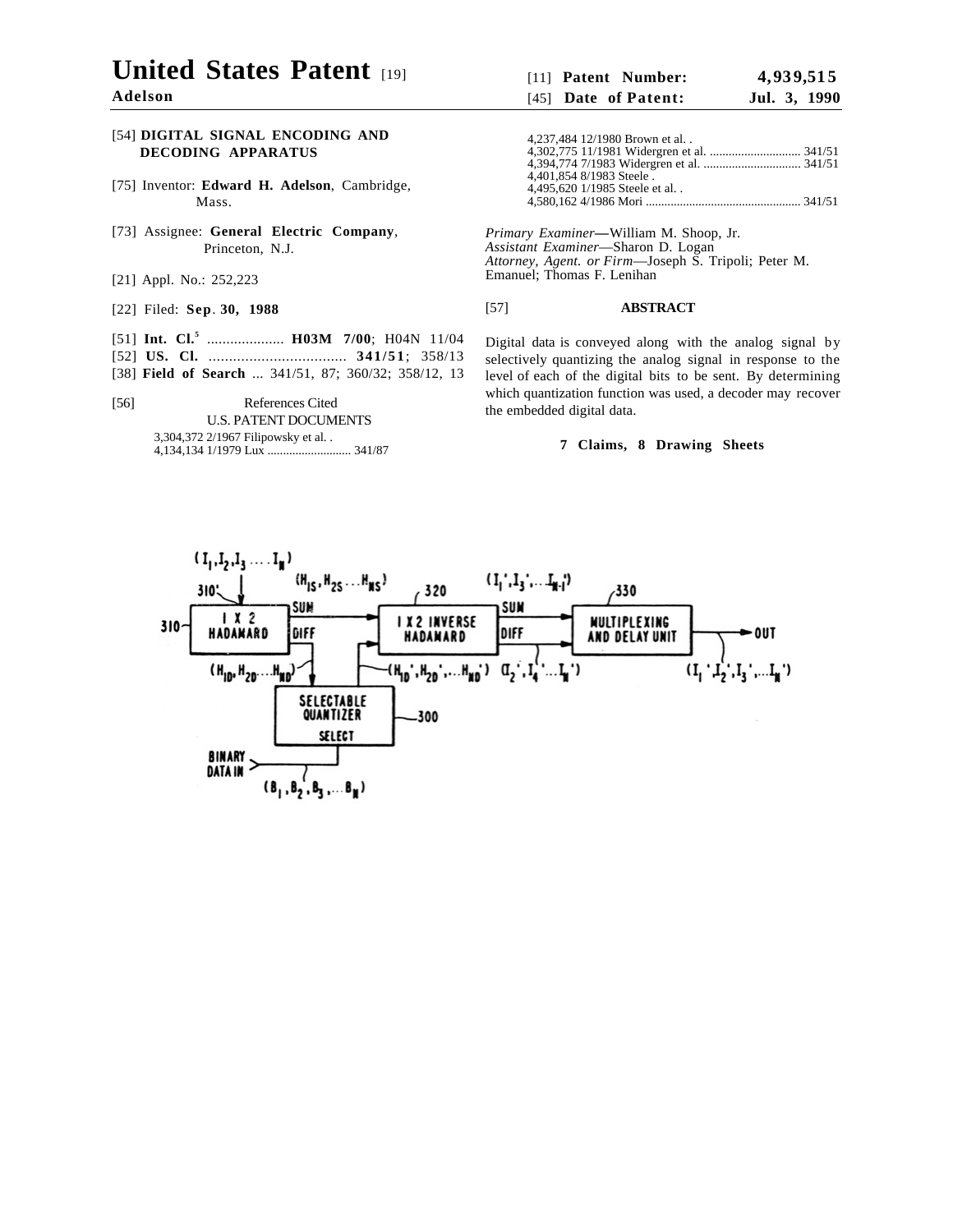# United States Patent [19]

**Adelson**

[11] **Patent Number: 4,939,515**

[45] **Date of Patent: Jul. 3, 1990**

[54] **DIGITAL SIGNAL ENCODING AND DECODING APPARATUS**

[75] Inventor: **Edward H. Adelson**, Cambridge, Mass.

[73] Assignee: **General Electric Company**, Princeton, N.J.

[21] Appl. No.: 252,223

[22] Filed: **Sep. 30, 1988**

[51] **Int. Cl.**[5] .................... **H03M 7/00**; H04N 11/04

[52] **US. Cl.** .................................. **341/51**; 358/13

[38] **Field of Search** ... 341/51, 87; 360/32; 358/12, 13

[56] References Cited

U.S. PATENT DOCUMENTS

3,304,372 2/1967 Filipowsky et al. .
4,134,134 1/1979 Lux ........................... 341/87
4,237,484 12/1980 Brown et al. .
4,302,775 11/1981 Widergren et al. ............................ 341/51
4,394,774 7/1983 Widergren et al. .............................. 341/51
4,401,854 8/1983 Steele .
4,495,620 1/1985 Steele et al. .
4,580,162 4/1986 Mori ................................................ 341/51

*Primary Examiner*—William M. Shoop, Jr.
*Assistant Examiner*—Sharon D. Logan
*Attorney, Agent. or Firm*—Joseph S. Tripoli; Peter M. Emanuel; Thomas F. Lenihan

[57] **ABSTRACT**

Digital data is conveyed along with the analog signal by selectively quantizing the analog signal in response to the level of each of the digital bits to be sent. By determining which quantization function was used, a decoder may recover the embedded digital data.

**7 Claims, 8 Drawing Sheets**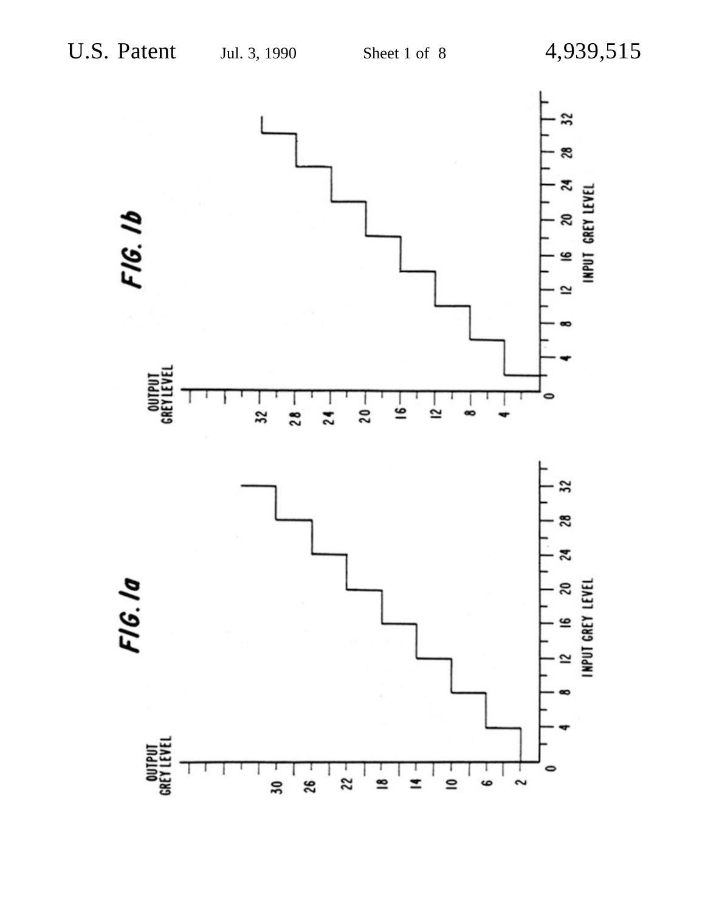FIG. 1a

OUTPUT GREY LEVEL

30 26 22 18 14 10 6 2

0 4 8 12 16 20 24 28 32

INPUT GREY LEVEL

FIG. 1b

OUTPUT GREY LEVEL

32 28 24 20 16 12 8 4

0 4 8 12 16 20 24 28 32

INPUT GREY LEVEL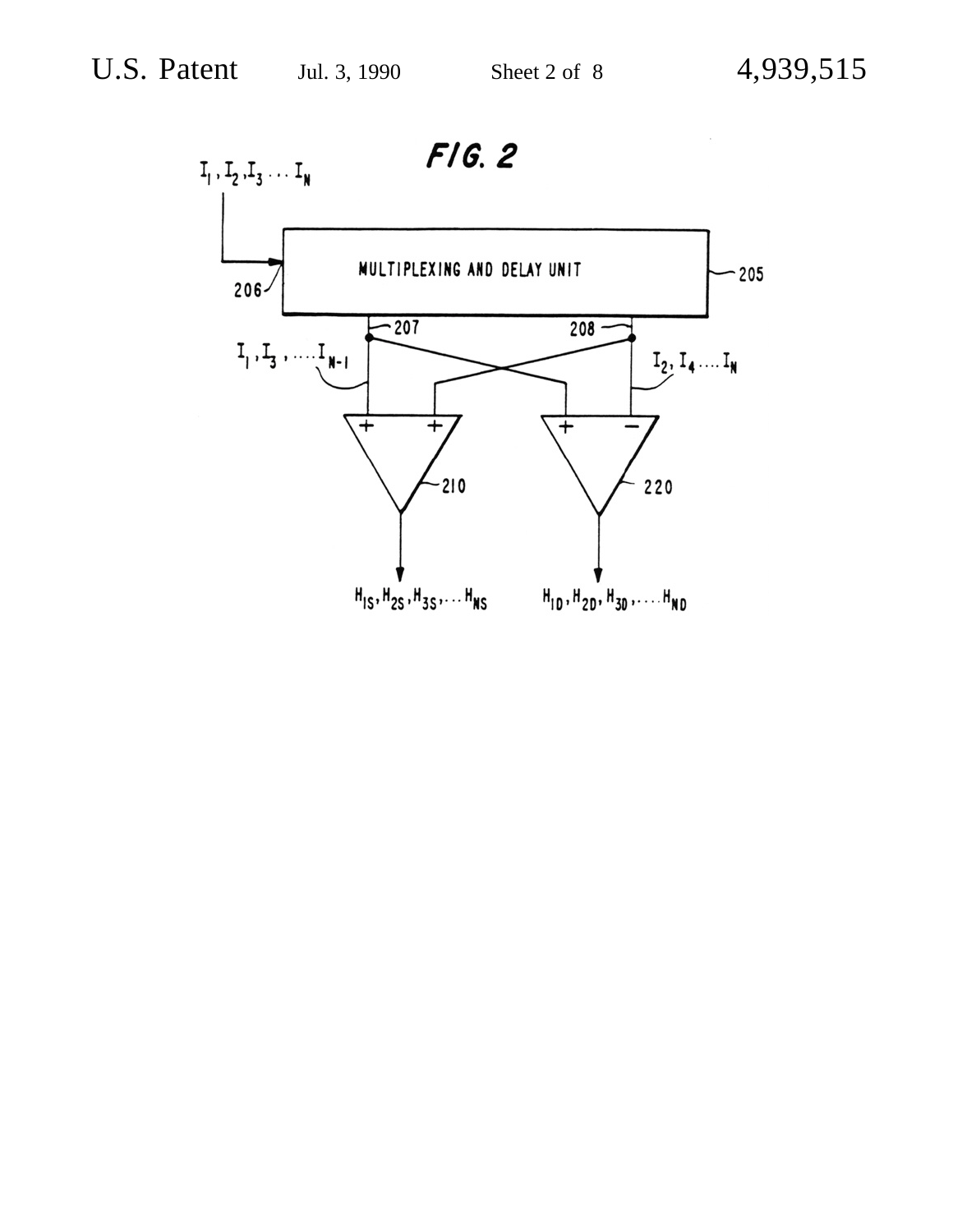FIG. 2

$I_1, I_2, I_3 \ldots I_N$

MULTIPLEXING AND DELAY UNIT

205

206

207

208

$I_1, I_3, \ldots I_{N-1}$

$I_2, I_4 \ldots I_N$

210

220

$H_{1S}, H_{2S}, H_{3S}, \ldots H_{NS}$

$H_{1D}, H_{2D}, H_{3D}, \ldots H_{ND}$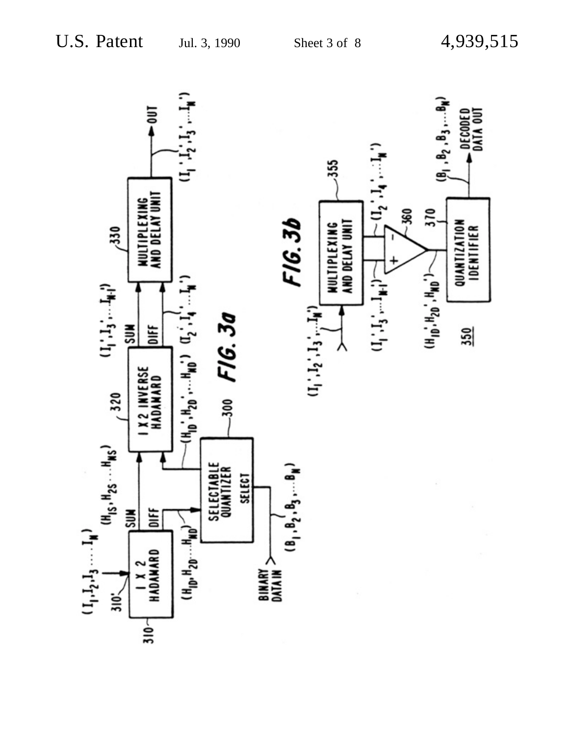$(I_1, I_2, I_3 \cdots I_N)$

310

310'

1 X 2 HADAMARD

SUM

DIFF

$(H_{1S}, H_{2S} \cdots H_{NS})$

$(H_{1D}, H_{2D} \cdots H_{ND})$

SELECTABLE QUANTIZER

SELECT

300

$(B_1, B_2, B_3, \cdots B_N)$

BINARY DATA IN

$(H_{1D}', H_{2D}', \cdots H_{ND}')$

320

1 X 2 INVERSE HADAMARD

SUM

DIFF

$(I_1', I_3', \cdots I_{N-1}')$

$(I_2', I_4', \cdots I_N')$

330

MULTIPLEXING AND DELAY UNIT

OUT

$(I_1', I_2', I_3', \cdots I_N')$

FIG. 3a

$(I_1', I_2', I_3', \cdots I_N')$

355

MULTIPLEXING AND DELAY UNIT

$(I_1', I_3', \cdots I_{N-1}')$

$(I_2', I_4', \cdots I_N')$

360

+

−

370

$(H_{1D}', H_{2D}', H_{ND}')$

QUANTIZATION IDENTIFIER

$(B_1, B_2, B_3, \cdots B_N)$

DECODED DATA OUT

350

FIG. 3b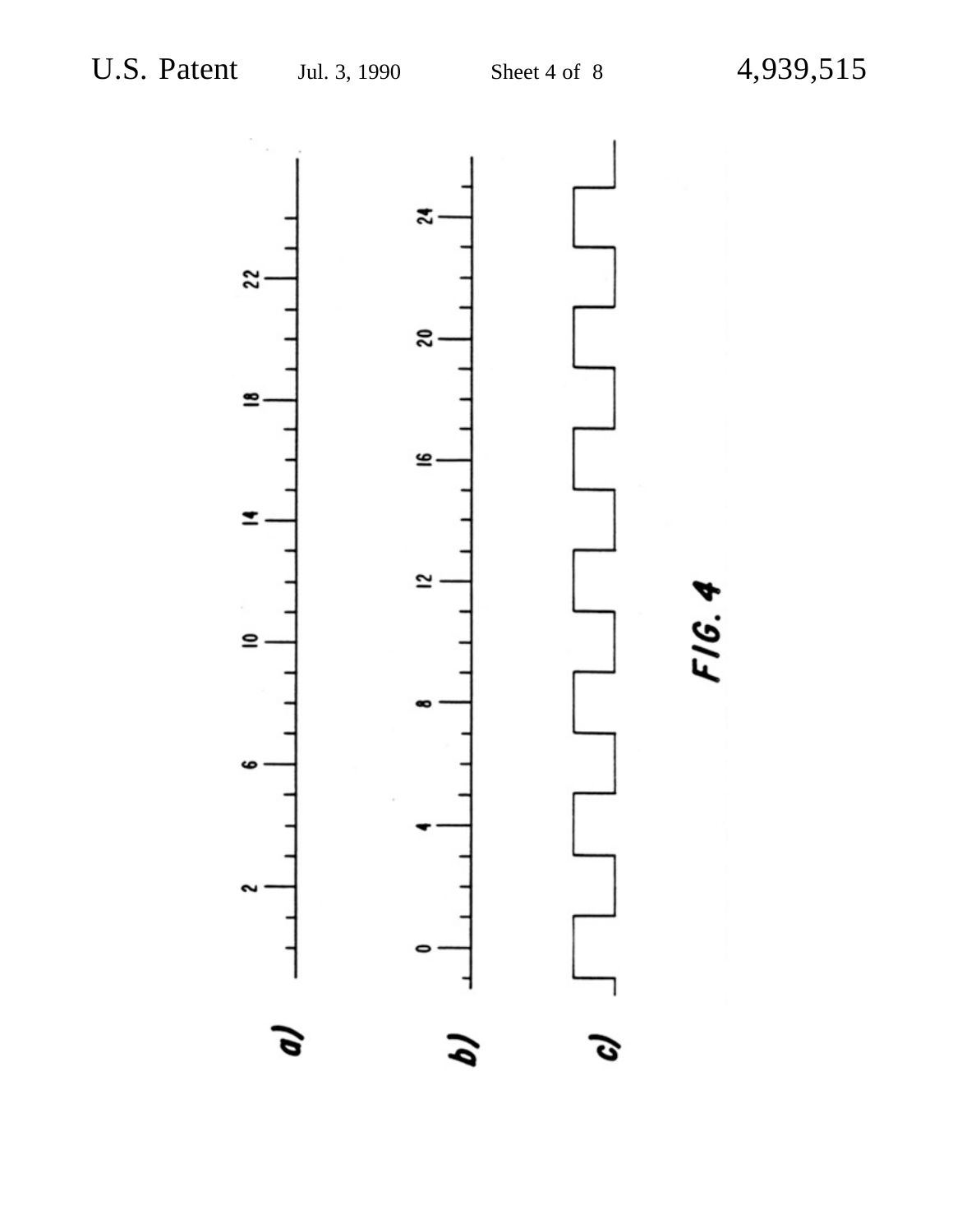a)

b)

c)

FIG. 4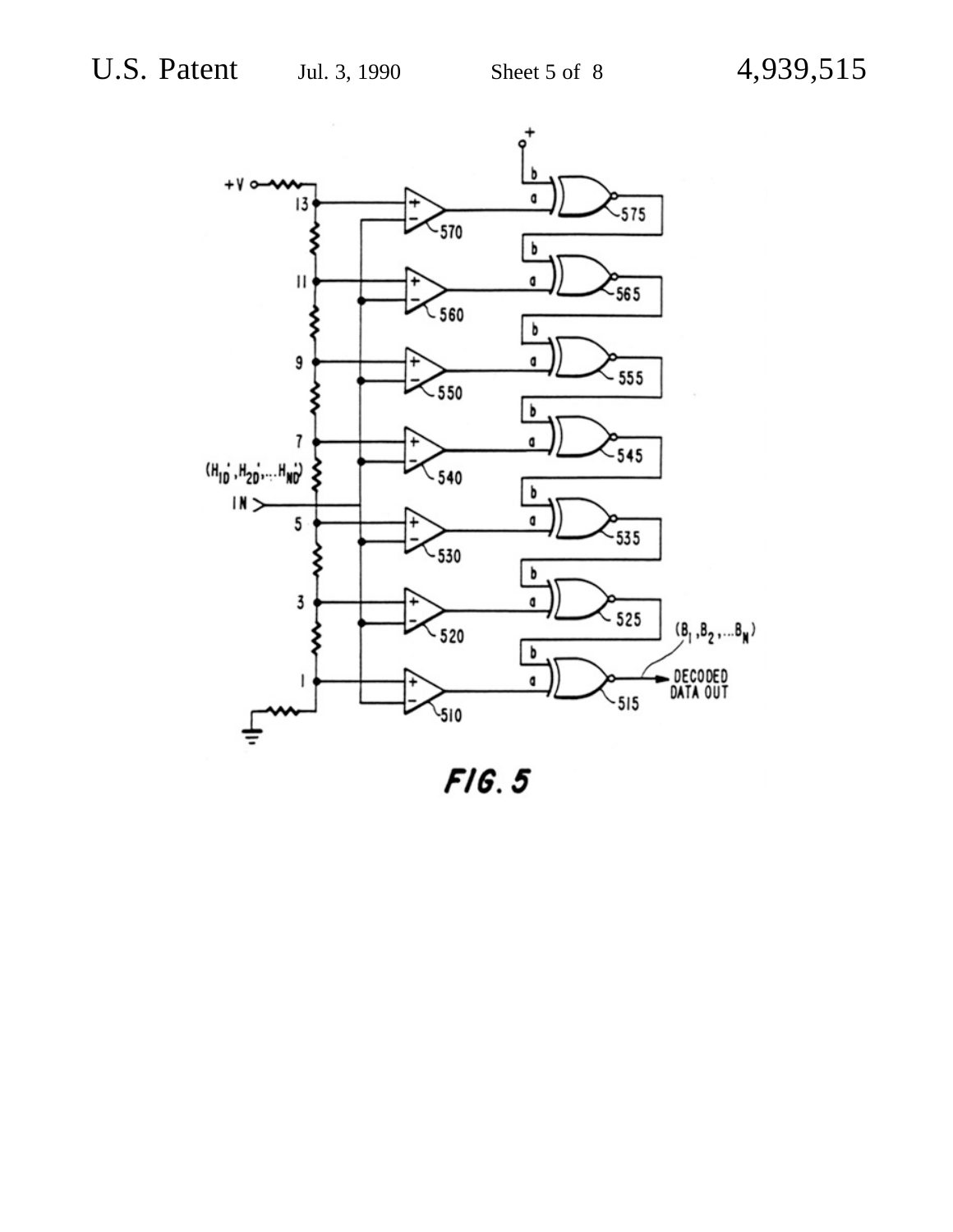FIG. 5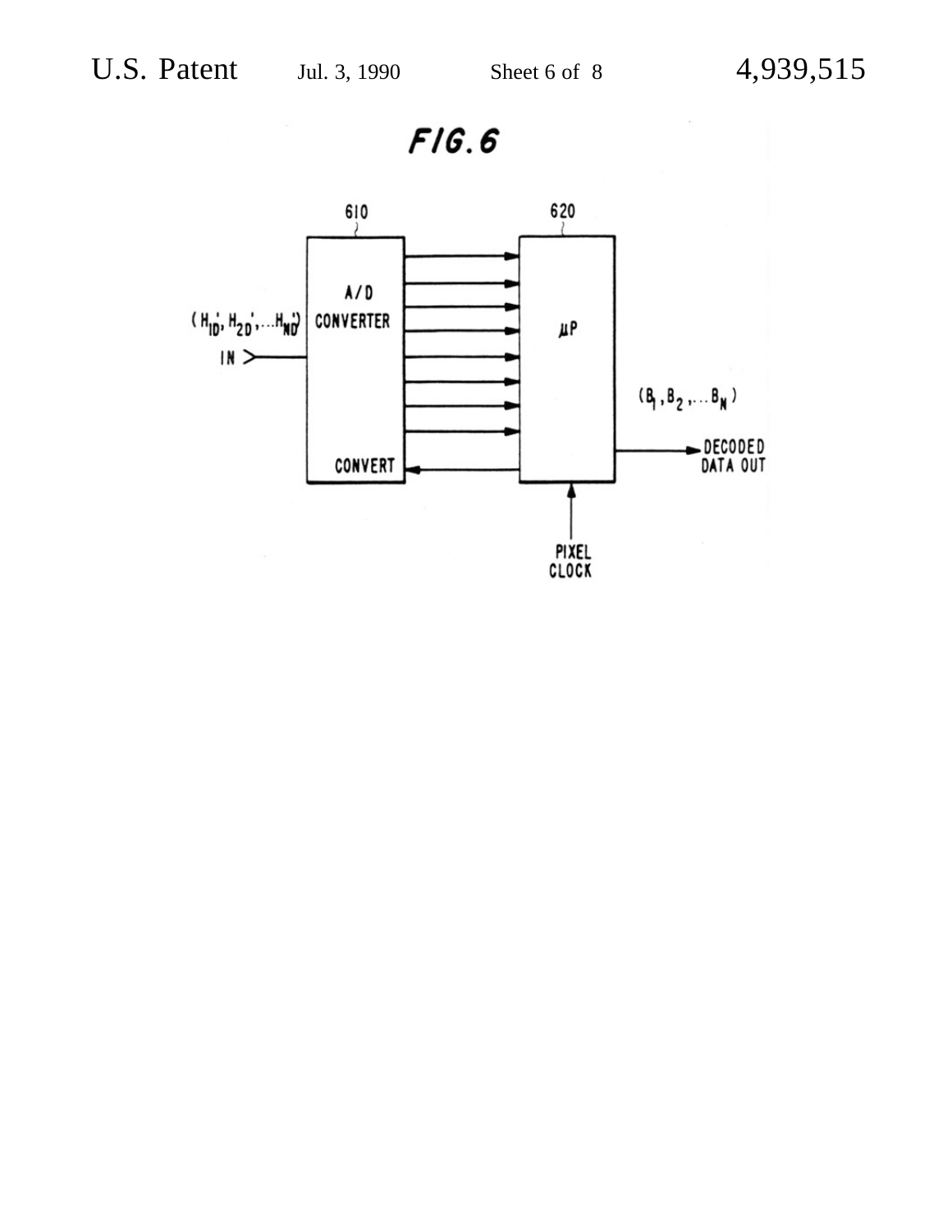FIG. 6

610 A/D CONVERTER

620 $\mu$P

$(H_{1D}', H_{2D}', \ldots H_{ND}')$ IN

CONVERT

$(B_1, B_2, \ldots B_N)$

DECODED DATA OUT

PIXEL CLOCK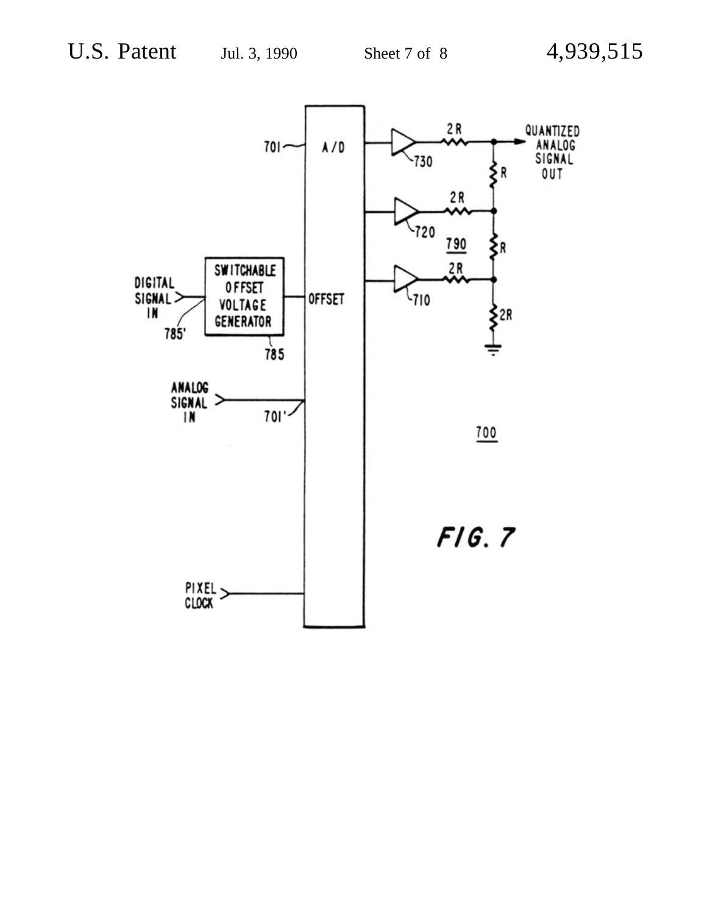FIG. 7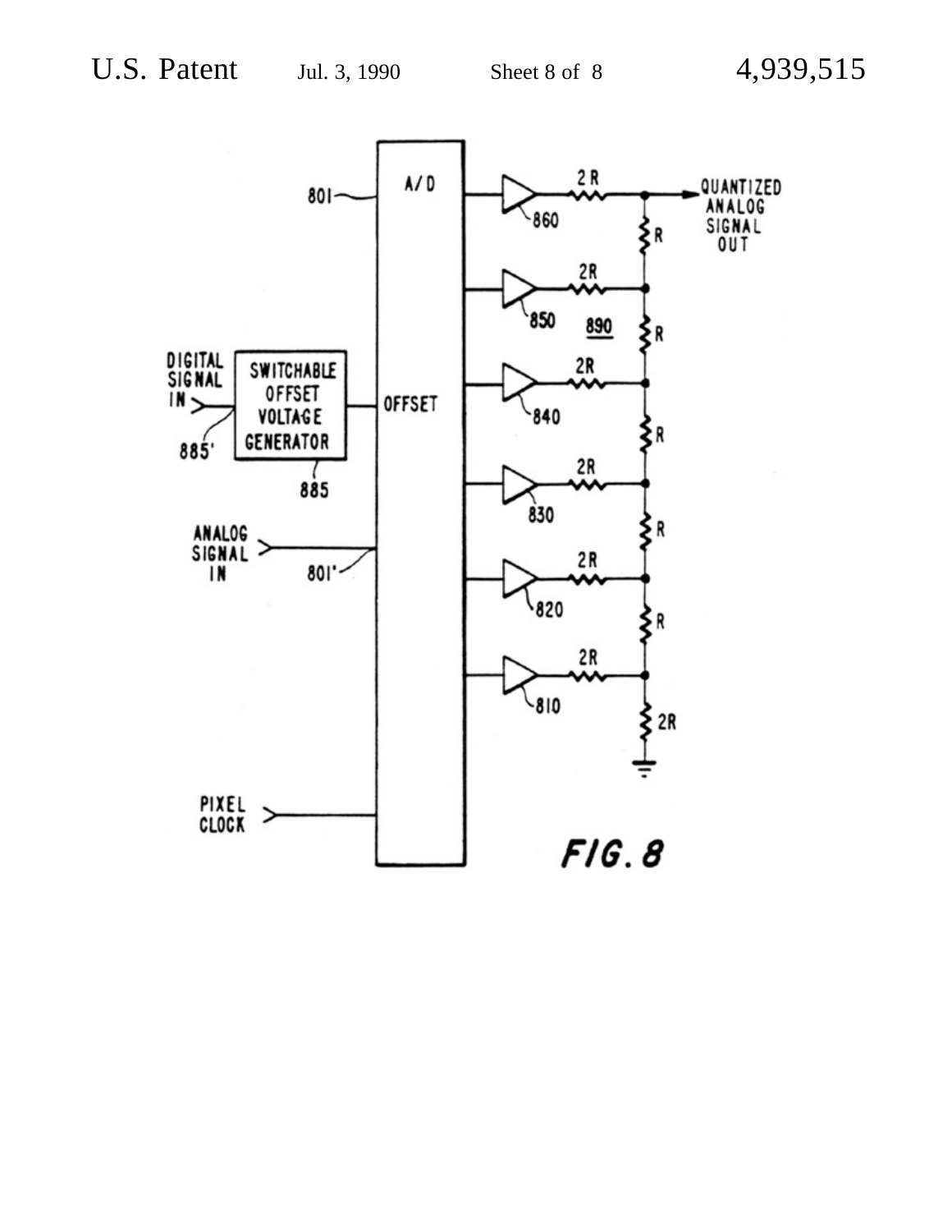FIG. 8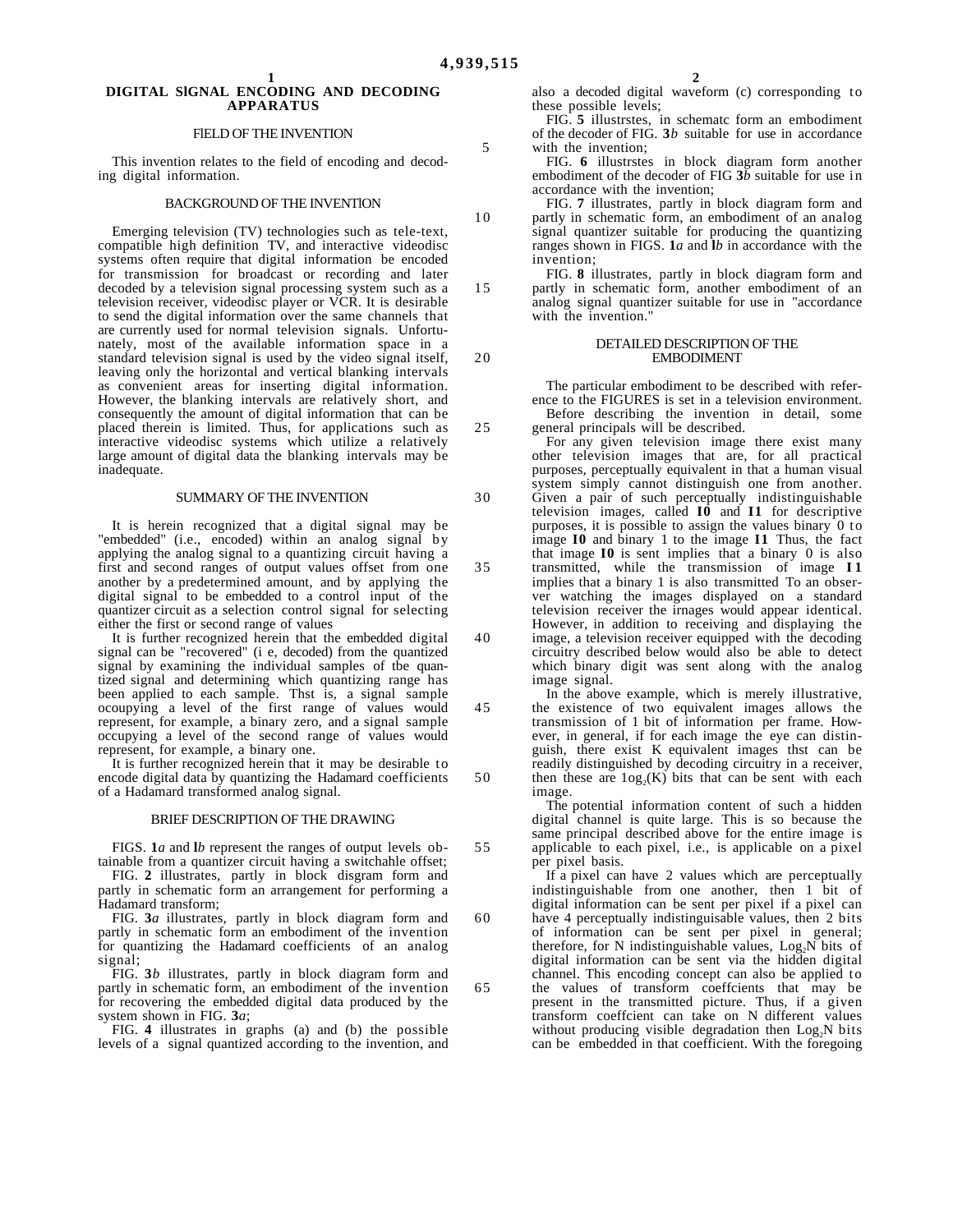# DIGITAL SIGNAL ENCODING AND DECODING APPARATUS

## FIELD OF THE INVENTION

This invention relates to the field of encoding and decoding digital information.

## BACKGROUND OF THE INVENTION

Emerging television (TV) technologies such as tele-text, compatible high definition TV, and interactive videodisc systems often require that digital information be encoded for transmission for broadcast or recording and later decoded by a television signal processing system such as a television receiver, videodisc player or VCR. It is desirable to send the digital information over the same channels that are currently used for normal television signals. Unfortunately, most of the available information space in a standard television signal is used by the video signal itself, leaving only the horizontal and vertical blanking intervals as convenient areas for inserting digital information. However, the blanking intervals are relatively short, and consequently the amount of digital information that can be placed therein is limited. Thus, for applications such as interactive videodisc systems which utilize a relatively large amount of digital data the blanking intervals may be inadequate.

## SUMMARY OF THE INVENTION

It is herein recognized that a digital signal may be "embedded" (i.e., encoded) within an analog signal by applying the analog signal to a quantizing circuit having a first and second ranges of output values offset from one another by a predetermined amount, and by applying the digital signal to be embedded to a control input of the quantizer circuit as a selection control signal for selecting either the first or second range of values

It is further recognized herein that the embedded digital signal can be "recovered" (i e, decoded) from the quantized signal by examining the individual samples of tbe quantized signal and determining which quantizing range has been applied to each sample. Thst is, a signal sample ocoupying a level of the first range of values would represent, for example, a binary zero, and a signal sample occupying a level of the second range of values would represent, for example, a binary one.

It is further recognized herein that it may be desirable to encode digital data by quantizing the Hadamard coefficients of a Hadamard transformed analog signal.

## BRIEF DESCRIPTION OF THE DRAWING

FIGS. **1***a* and **l***b* represent the ranges of output levels obtainable from a quantizer circuit having a switchahle offset;

FIG. **2** illustrates, partly in block disgram form and partly in schematic form an arrangement for performing a Hadamard transform;

FIG. **3***a* illustrates, partly in block diagram form and partly in schematic form an embodiment of the invention for quantizing the Hadamard coefficients of an analog signal;

FIG. **3***b* illustrates, partly in block diagram form and partly in schematic form, an embodiment of the invention for recovering the embedded digital data produced by the system shown in FIG. **3***a*;

FIG. **4** illustrates in graphs (a) and (b) the possible levels of a signal quantized according to the invention, and also a decoded digital waveform (c) corresponding to these possible levels;

FIG. **5** illustrstes, in schematc form an embodiment of the decoder of FIG. **3***b* suitable for use in accordance with the invention;

FIG. **6** illustrstes in block diagram form another embodiment of the decoder of FIG **3***b* suitable for use in accordance with the invention;

FIG. **7** illustrates, partly in block diagram form and partly in schematic form, an embodiment of an analog signal quantizer suitable for producing the quantizing ranges shown in FIGS. **1***a* and **l***b* in accordance with the invention;

FIG. **8** illustrates, partly in block diagram form and partly in schematic form, another embodiment of an analog signal quantizer suitable for use in "accordance with the invention."

## DETAILED DESCRIPTION OF THE EMBODIMENT

The particular embodiment to be described with reference to the FIGURES is set in a television environment.

Before describing the invention in detail, some general principals will be described.

For any given television image there exist many other television images that are, for all practical purposes, perceptually equivalent in that a human visual system simply cannot distinguish one from another. Given a pair of such perceptually indistinguishable television images, called **I0** and **I1** for descriptive purposes, it is possible to assign the values binary 0 to image **I0** and binary 1 to the image **I1** Thus, the fact that image **I0** is sent implies that a binary 0 is also transmitted, while the transmission of image **I1** implies that a binary 1 is also transmitted To an observer watching the images displayed on a standard television receiver the irnages would appear identical. However, in addition to receiving and displaying the image, a television receiver equipped with the decoding circuitry described below would also be able to detect which binary digit was sent along with the analog image signal.

In the above example, which is merely illustrative, the existence of two equivalent images allows the transmission of 1 bit of information per frame. However, in general, if for each image the eye can distinguish, there exist K equivalent images thst can be readily distinguished by decoding circuitry in a receiver, then these are $\log_2(K)$ bits that can be sent with each image.

The potential information content of such a hidden digital channel is quite large. This is so because the same principal described above for the entire image is applicable to each pixel, i.e., is applicable on a pixel per pixel basis.

If a pixel can have 2 values which are perceptually indistinguishable from one another, then 1 bit of digital information can be sent per pixel if a pixel can have 4 perceptually indistinguisable values, then 2 bits of information can be sent per pixel in general; therefore, for N indistinguishable values, $\text{Log}_2 N$ bits of digital information can be sent via the hidden digital channel. This encoding concept can also be applied to the values of transform coeffcients that may be present in the transmitted picture. Thus, if a given transform coeffcient can take on N different values without producing visible degradation then $\text{Log}_2 N$ bits can be embedded in that coefficient. With the foregoing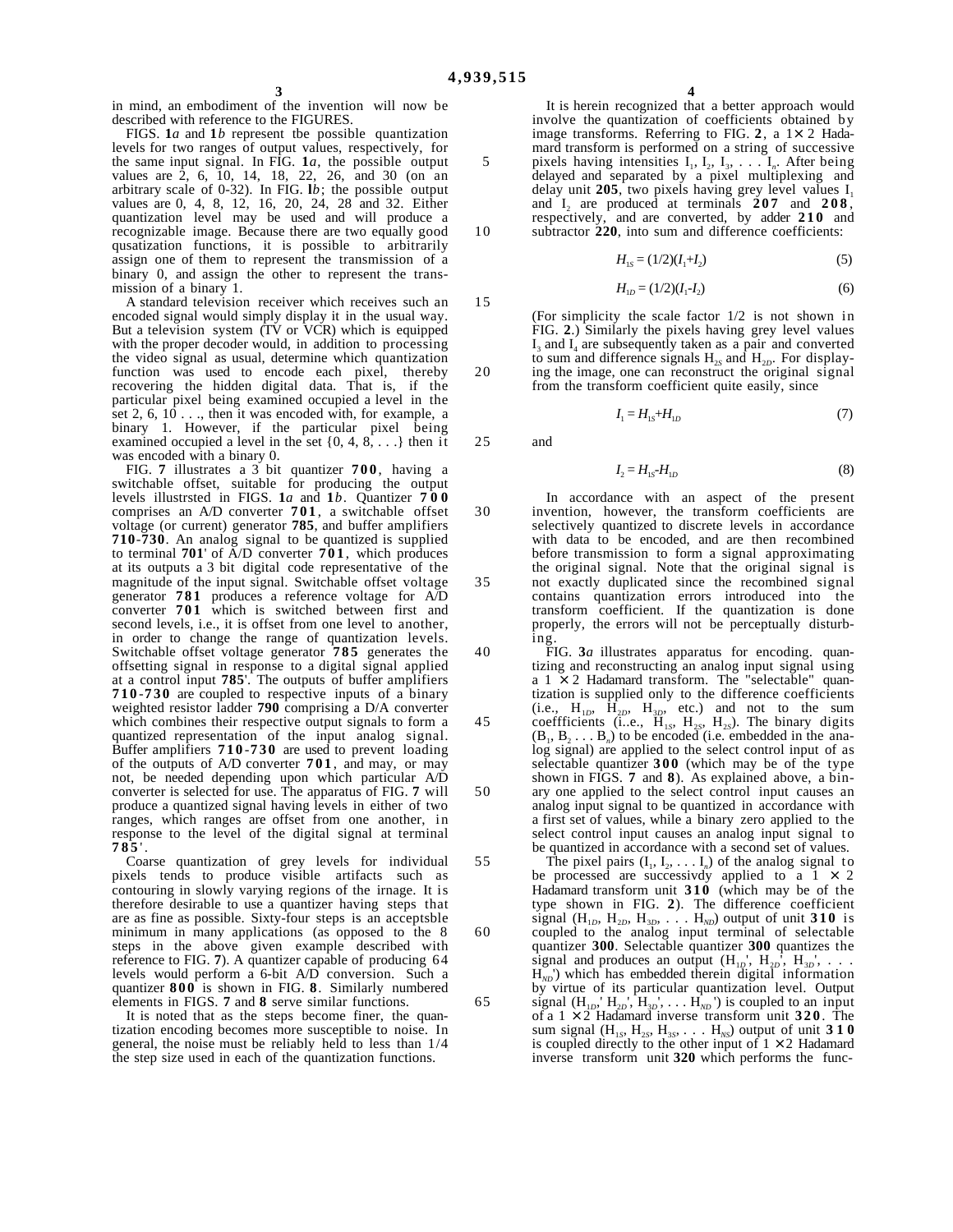in mind, an embodiment of the invention will now be described with reference to the FIGURES.

FIGS. **1***a* and **1***b* represent the possible quantization levels for two ranges of output values, respectively, for the same input signal. In FIG. **1***a*, the possible output values are 2, 6, 10, 14, 18, 22, 26, and 30 (on an arbitrary scale of 0-32). In FIG. **1***b*; the possible output values are 0, 4, 8, 12, 16, 20, 24, 28 and 32. Either quantization level may be used and will produce a recognizable image. Because there are two equally good qusatization functions, it is possible to arbitrarily assign one of them to represent the transmission of a binary 0, and assign the other to represent the transmission of a binary 1.

A standard television receiver which receives such an encoded signal would simply display it in the usual way. But a television system (TV or VCR) which is equipped with the proper decoder would, in addition to processing the video signal as usual, determine which quantization function was used to encode each pixel, thereby recovering the hidden digital data. That is, if the particular pixel being examined occupied a level in the set 2, 6, 10 . . ., then it was encoded with, for example, a binary 1. However, if the particular pixel being examined occupied a level in the set {0, 4, 8, . . .} then it was encoded with a binary 0.

FIG. **7** illustrates a 3 bit quantizer **700**, having a switchable offset, suitable for producing the output levels illustrsted in FIGS. **1***a* and **1***b*. Quantizer **700** comprises an A/D converter **701**, a switchable offset voltage (or current) generator **785**, and buffer amplifiers **710**-**730**. An analog signal to be quantized is supplied to terminal **701**' of A/D converter **701**, which produces at its outputs a 3 bit digital code representative of the magnitude of the input signal. Switchable offset voltage generator **781** produces a reference voltage for A/D converter **701** which is switched between first and second levels, i.e., it is offset from one level to another, in order to change the range of quantization levels. Switchable offset voltage generator **785** generates the offsetting signal in response to a digital signal applied at a control input **785**'. The outputs of buffer amplifiers **710**-**730** are coupled to respective inputs of a binary weighted resistor ladder **790** comprising a D/A converter which combines their respective output signals to form a quantized representation of the input analog signal. Buffer amplifiers **710**-**730** are used to prevent loading of the outputs of A/D converter **701**, and may, or may not, be needed depending upon which particular A/D converter is selected for use. The apparatus of FIG. **7** will produce a quantized signal having levels in either of two ranges, which ranges are offset from one another, in response to the level of the digital signal at terminal **785**'.

Coarse quantization of grey levels for individual pixels tends to produce visible artifacts such as contouring in slowly varying regions of the irnage. It is therefore desirable to use a quantizer having steps that are as fine as possible. Sixty-four steps is an acceptsble minimum in many applications (as opposed to the 8 steps in the above given example described with reference to FIG. **7**). A quantizer capable of producing 64 levels would perform a 6-bit A/D conversion. Such a quantizer **800** is shown in FIG. **8**. Similarly numbered elements in FIGS. **7** and **8** serve similar functions.

It is noted that as the steps become finer, the quantization encoding becomes more susceptible to noise. In general, the noise must be reliably held to less than 1/4 the step size used in each of the quantization functions.

It is herein recognized that a better approach would involve the quantization of coefficients obtained by image transforms. Referring to FIG. **2**, a 1× 2 Hadamard transform is performed on a string of successive pixels having intensities $I_1$, $I_2$, $I_3$, . . . $I_n$. After being delayed and separated by a pixel multiplexing and delay unit **205**, two pixels having grey level values $I_1$ and $I_2$ are produced at terminals **207** and **208**, respectively, and are converted, by adder **210** and subtractor **220**, into sum and difference coefficients:

$$H_{1S} = (1/2)(I_1+I_2) \tag{5}$$

$$H_{1D} = (1/2)(I_1-I_2) \tag{6}$$

(For simplicity the scale factor 1/2 is not shown in FIG. **2**.) Similarly the pixels having grey level values $I_3$ and $I_4$ are subsequently taken as a pair and converted to sum and difference signals $H_{2S}$ and $H_{2D}$. For displaying the image, one can reconstruct the original signal from the transform coefficient quite easily, since

$$I_1 = H_{1S}+H_{1D} \tag{7}$$

and

$$I_2 = H_{1S}-H_{1D} \tag{8}$$

In accordance with an aspect of the present invention, however, the transform coefficients are selectively quantized to discrete levels in accordance with data to be encoded, and are then recombined before transmission to form a signal approximating the original signal. Note that the original signal is not exactly duplicated since the recombined signal contains quantization errors introduced into the transform coefficient. If the quantization is done properly, the errors will not be perceptually disturbing.

FIG. **3***a* illustrates apparatus for encoding. quantizing and reconstructing an analog input signal using a 1 × 2 Hadamard transform. The "selectable" quantization is supplied only to the difference coefficients (i.e., $H_{1D}$, $H_{2D}$, $H_{3D}$, etc.) and not to the sum coeffficients (i..e., $H_{1S}$, $H_{2S}$, $H_{2S}$). The binary digits ($B_1$, $B_2$ . . . $B_n$) to be encoded (i.e. embedded in the analog signal) are applied to the select control input of as selectable quantizer **300** (which may be of the type shown in FIGS. **7** and **8**). As explained above, a binary one applied to the select control input causes an analog input signal to be quantized in accordance with a first set of values, while a binary zero applied to the select control input causes an analog input signal to be quantized in accordance with a second set of values.

The pixel pairs ($I_1$, $I_2$, . . . $I_n$) of the analog signal to be processed are successivdy applied to a 1 × 2 Hadamard transform unit **310** (which may be of the type shown in FIG. **2**). The difference coefficient signal ($H_{1D}$, $H_{2D}$, $H_{3D}$, . . . $H_{ND}$) output of unit **310** is coupled to the analog input terminal of selectable quantizer **300**. Selectable quantizer **300** quantizes the signal and produces an output ($H_{1D}'$, $H_{2D}'$, $H_{3D}'$, . . . $H_{ND}'$) which has embedded therein digital information by virtue of its particular quantization level. Output signal ($H_{1D}'$, $H_{2D}'$, $H_{3D}'$, . . . $H_{ND}'$) is coupled to an input of a 1 × 2 Hadamard inverse transform unit **320**. The sum signal ($H_{1S}$, $H_{2S}$, $H_{3S}$, . . . $H_{NS}$) output of unit **310** is coupled directly to the other input of 1 × 2 Hadamard inverse transform unit **320** which performs the func-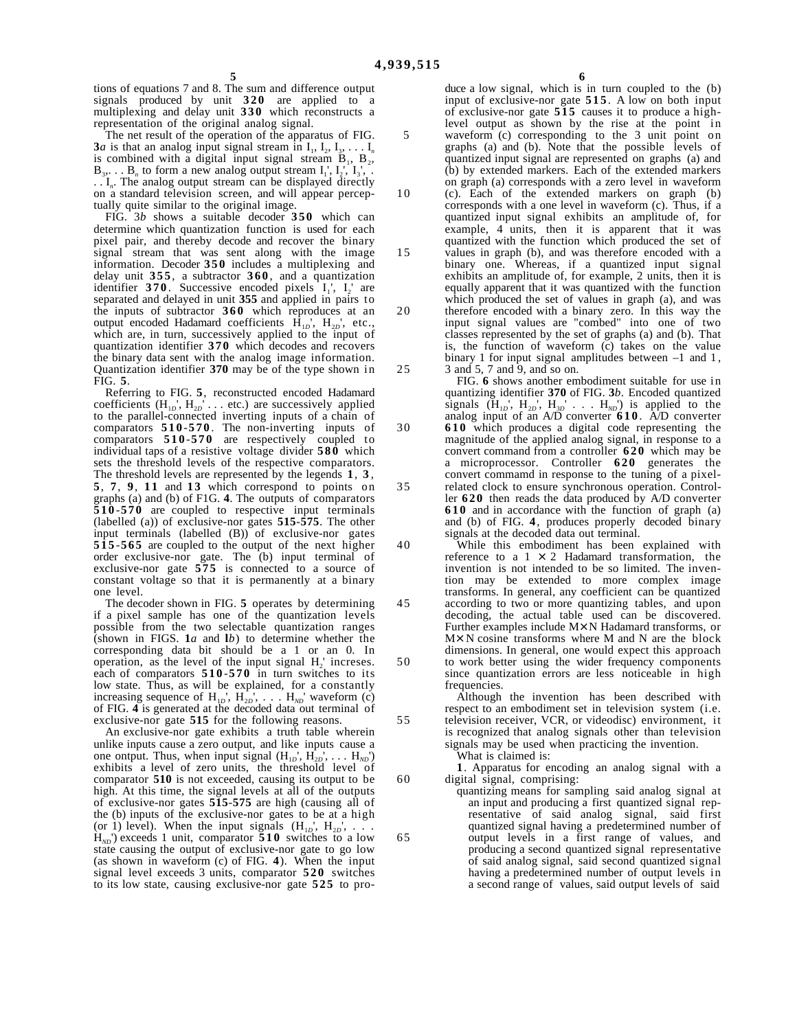tions of equations 7 and 8. The sum and difference output signals produced by unit **320** are applied to a multiplexing and delay unit **330** which reconstructs a representation of the original analog signal.

The net result of the operation of the apparatus of FIG. **3***a* is that an analog input signal stream in $I_1, I_2, I_3, \ldots I_n$ is combined with a digital input signal stream $B_1, B_2, B_3, \ldots B_n$ to form a new analog output stream $I_1', I_2', I_3', \ldots I_n'$. The analog output stream can be displayed directly on a standard television screen, and will appear perceptually quite similar to the original image.

FIG. 3*b* shows a suitable decoder **350** which can determine which quantization function is used for each pixel pair, and thereby decode and recover the binary signal stream that was sent along with the image information. Decoder **350** includes a multiplexing and delay unit **355**, a subtractor **360**, and a quantization identifier **370**. Successive encoded pixels $I_1', I_2'$ are separated and delayed in unit **355** and applied in pairs to the inputs of subtractor **360** which reproduces at an output encoded Hadamard coefficients $H_{1D}', H_{2D}'$, etc., which are, in turn, successively applied to the input of quantization identifier **370** which decodes and recovers the binary data sent with the analog image information. Quantization identifier **370** may be of the type shown in FIG. **5**.

Referring to FIG. **5**, reconstructed encoded Hadamard coefficients ($H_{1D}', H_{2D}' \ldots$ etc.) are successively applied to the parallel-connected inverting inputs of a chain of comparators **510-570**. The non-inverting inputs of comparators **510-570** are respectively coupled to individual taps of a resistive voltage divider **580** which sets the threshold levels of the respective comparators. The threshold levels are represented by the legends **1**, **3**, **5**, **7**, **9**, **11** and **13** which correspond to points on graphs (a) and (b) of F1G. **4**. The outputs of comparators **510-570** are coupled to respective input terminals (labelled (a)) of exclusive-nor gates **515-575**. The other input terminals (labelled (B)) of exclusive-nor gates **515-565** are coupled to the output of the next higher order exclusive-nor gate. The (b) input terminal of exclusive-nor gate **575** is connected to a source of constant voltage so that it is permanently at a binary one level.

The decoder shown in FIG. **5** operates by determining if a pixel sample has one of the quantization levels possible from the two selectable quantization ranges (shown in FIGS. **1***a* and **1***b*) to determine whether the corresponding data bit should be a 1 or an 0. In operation, as the level of the input signal $H_2'$ increses. each of comparators **510-570** in turn switches to its low state. Thus, as will be explained, for a constantly increasing sequence of $H_{1D}', H_{2D}', \ldots H_{ND}'$ waveform (c) of FIG. **4** is generated at the decoded data out terminal of exclusive-nor gate **515** for the following reasons.

An exclusive-nor gate exhibits a truth table wherein unlike inputs cause a zero output, and like inputs cause a one ontput. Thus, when input signal ($H_{1D}', H_{2D}', \ldots H_{ND}'$) exhibits a level of zero units, the threshold level of comparator **510** is not exceeded, causing its output to be high. At this time, the signal levels at all of the outputs of exclusive-nor gates **515-575** are high (causing all of the (b) inputs of the exclusive-nor gates to be at a high (or 1) level). When the input signals ($H_{1D}', H_{2D}', \ldots H_{ND}'$) exceeds 1 unit, comparator **510** switches to a low state causing the output of exclusive-nor gate to go low (as shown in waveform (c) of FIG. **4**). When the input signal level exceeds 3 units, comparator **520** switches to its low state, causing exclusive-nor gate **525** to produce a low signal, which is in turn coupled to the (b) input of exclusive-nor gate **515**. A low on both input of exclusive-nor gate **515** causes it to produce a high-level output as shown by the rise at the point in waveform (c) corresponding to the 3 unit point on graphs (a) and (b). Note that the possible levels of quantized input signal are represented on graphs (a) and (b) by extended markers. Each of the extended markers on graph (a) corresponds with a zero level in waveform (c). Each of the extended markers on graph (b) corresponds with a one level in waveform (c). Thus, if a quantized input signal exhibits an amplitude of, for example, 4 units, then it is apparent that it was quantized with the function which produced the set of values in graph (b), and was therefore encoded with a binary one. Whereas, if a quantized input signal exhibits an amplitude of, for example, 2 units, then it is equally apparent that it was quantized with the function which produced the set of values in graph (a), and was therefore encoded with a binary zero. In this way the input signal values are "combed" into one of two classes represented by the set of graphs (a) and (b). That is, the function of waveform (c) takes on the value binary 1 for input signal amplitudes between –1 and 1, 3 and 5, 7 and 9, and so on.

FIG. **6** shows another embodiment suitable for use in quantizing identifier **370** of FIG. **3***b*. Encoded quantized signals ($H_{1D}', H_{2D}', H_{3D}' \ldots H_{ND}'$) is applied to the analog input of an A/D converter **610**. A/D converter **610** which produces a digital code representing the magnitude of the applied analog signal, in response to a convert command from a controller **620** which may be a microprocessor. Controller **620** generates the convert commamd in response to the tuning of a pixel-related clock to ensure synchronous operation. Controller **620** then reads the data produced by A/D converter **610** and in accordance with the function of graph (a) and (b) of FIG. **4**, produces properly decoded binary signals at the decoded data out terminal.

While this embodiment has been explained with reference to a $1 \times 2$ Hadamard transformation, the invention is not intended to be so limited. The invention may be extended to more complex image transforms. In general, any coefficient can be quantized according to two or more quantizing tables, and upon decoding, the actual table used can be discovered. Further examples include M×N Hadamard transforms, or M×N cosine transforms where M and N are the block dimensions. In general, one would expect this approach to work better using the wider frequency components since quantization errors are less noticeable in high frequencies.

Although the invention has been described with respect to an embodiment set in television system (i.e. television receiver, VCR, or videodisc) environment, it is recognized that analog signals other than television signals may be used when practicing the invention.

What is claimed is:

**1**. Apparatus for encoding an analog signal with a digital signal, comprising:

quantizing means for sampling said analog signal at an input and producing a first quantized signal representative of said analog signal, said first quantized signal having a predetermined number of output levels in a first range of values, and producing a second quantized signal representative of said analog signal, said second quantized signal having a predetermined number of output levels in a second range of values, said output levels of said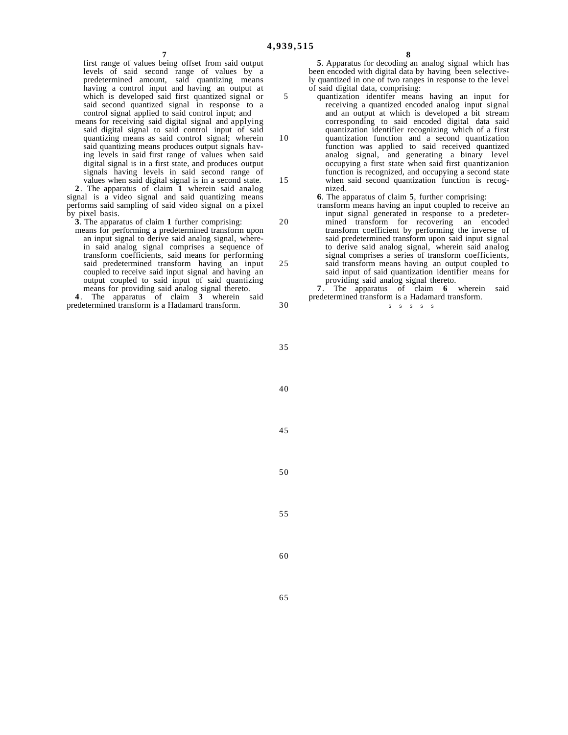first range of values being offset from said output levels of said second range of values by a predetermined amount, said quantizing means having a control input and having an output at which is developed said first quantized signal or said second quantized signal in response to a control signal applied to said control input; and

means for receiving said digital signal and applying said digital signal to said control input of said quantizing means as said control signal; wherein said quantizing means produces output signals having levels in said first range of values when said digital signal is in a first state, and produces output signals having levels in said second range of values when said digital signal is in a second state.

**2**. The apparatus of claim **1** wherein said analog signal is a video signal and said quantizing means performs said sampling of said video signal on a pixel by pixel basis.

**3**. The apparatus of claim **1** further comprising:

means for performing a predetermined transform upon an input signal to derive said analog signal, wherein said analog signal comprises a sequence of transform coefficients, said means for performing said predetermined transform having an input coupled to receive said input signal and having an output coupled to said input of said quantizing means for providing said analog signal thereto.

**4**. The apparatus of claim **3** wherein said predetermined transform is a Hadamard transform.

**5**. Apparatus for decoding an analog signal which has been encoded with digital data by having been selectively quantized in one of two ranges in response to the level of said digital data, comprising:

quantization identifer means having an input for receiving a quantized encoded analog input signal and an output at which is developed a bit stream corresponding to said encoded digital data said quantization identifier recognizing which of a first quantization function and a second quantization function was applied to said received quantized analog signal, and generating a binary level occupying a first state when said first quantizanion function is recognized, and occupying a second state when said second quantization function is recognized.

**6**. The apparatus of claim **5**, further comprising:

transform means having an input coupled to receive an input signal generated in response to a predetermined transform for recovering an encoded transform coefficient by performing the inverse of said predetermined transform upon said input signal to derive said analog signal, wherein said analog signal comprises a series of transform coefficients, said transform means having an output coupled to said input of said quantization identifier means for providing said analog signal thereto.

**7**. The apparatus of claim **6** wherein said predetermined transform is a Hadamard transform.

\* \* \* \* \*